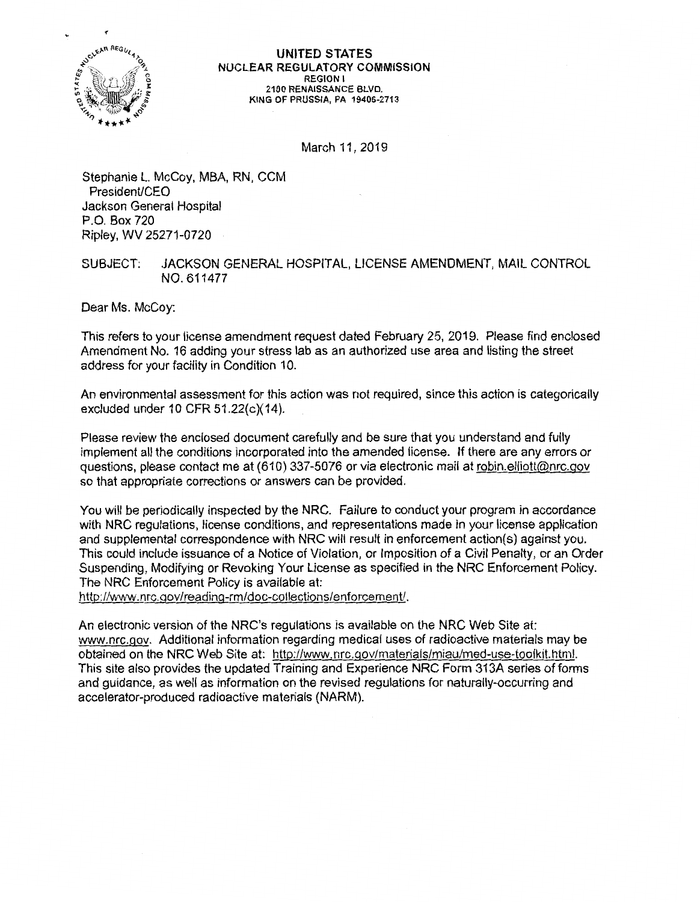**UNITED STATES**
**NUCLEAR REGULATORY COMMISSION**
REGION I
2100 RENAISSANCE BLVD.
KING OF PRUSSIA, PA 19406-2713

March 11, 2019

Stephanie L. McCoy, MBA, RN, CCM
President/CEO
Jackson General Hospital
P.O. Box 720
Ripley, WV 25271-0720

SUBJECT: JACKSON GENERAL HOSPITAL, LICENSE AMENDMENT, MAIL CONTROL NO. 611477

Dear Ms. McCoy:

This refers to your license amendment request dated February 25, 2019. Please find enclosed Amendment No. 16 adding your stress lab as an authorized use area and listing the street address for your facility in Condition 10.

An environmental assessment for this action was not required, since this action is categorically excluded under 10 CFR 51.22(c)(14).

Please review the enclosed document carefully and be sure that you understand and fully implement all the conditions incorporated into the amended license. If there are any errors or questions, please contact me at (610) 337-5076 or via electronic mail at robin.elliott@nrc.gov so that appropriate corrections or answers can be provided.

You will be periodically inspected by the NRC. Failure to conduct your program in accordance with NRC regulations, license conditions, and representations made in your license application and supplemental correspondence with NRC will result in enforcement action(s) against you. This could include issuance of a Notice of Violation, or Imposition of a Civil Penalty, or an Order Suspending, Modifying or Revoking Your License as specified in the NRC Enforcement Policy. The NRC Enforcement Policy is available at: http://www.nrc.gov/reading-rm/doc-collections/enforcement/.

An electronic version of the NRC's regulations is available on the NRC Web Site at: www.nrc.gov. Additional information regarding medical uses of radioactive materials may be obtained on the NRC Web Site at: http://www.nrc.gov/materials/miau/med-use-toolkit.html. This site also provides the updated Training and Experience NRC Form 313A series of forms and guidance, as well as information on the revised regulations for naturally-occurring and accelerator-produced radioactive materials (NARM).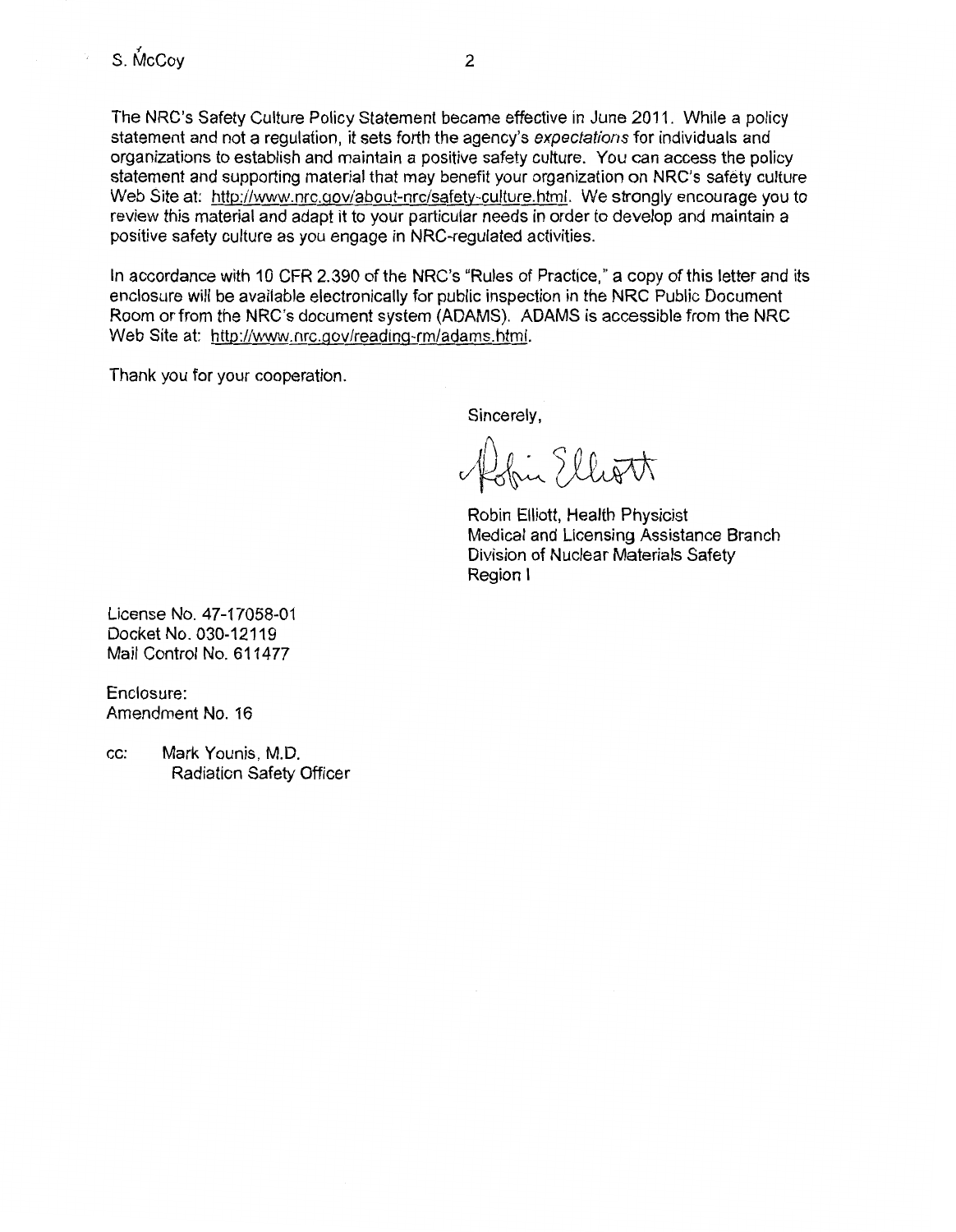The NRC's Safety Culture Policy Statement became effective in June 2011. While a policy statement and not a regulation, it sets forth the agency's *expectations* for individuals and organizations to establish and maintain a positive safety culture. You can access the policy statement and supporting material that may benefit your organization on NRC's safety culture Web Site at: http://www.nrc.gov/about-nrc/safety-culture.html. We strongly encourage you to review this material and adapt it to your particular needs in order to develop and maintain a positive safety culture as you engage in NRC-regulated activities.

In accordance with 10 CFR 2.390 of the NRC's "Rules of Practice," a copy of this letter and its enclosure will be available electronically for public inspection in the NRC Public Document Room or from the NRC's document system (ADAMS). ADAMS is accessible from the NRC Web Site at: http://www.nrc.gov/reading-rm/adams.html.

Thank you for your cooperation.

Sincerely,

Robin Elliott

Robin Elliott, Health Physicist
Medical and Licensing Assistance Branch
Division of Nuclear Materials Safety
Region I

License No. 47-17058-01
Docket No. 030-12119
Mail Control No. 611477

Enclosure:
Amendment No. 16

cc: Mark Younis, M.D.
Radiation Safety Officer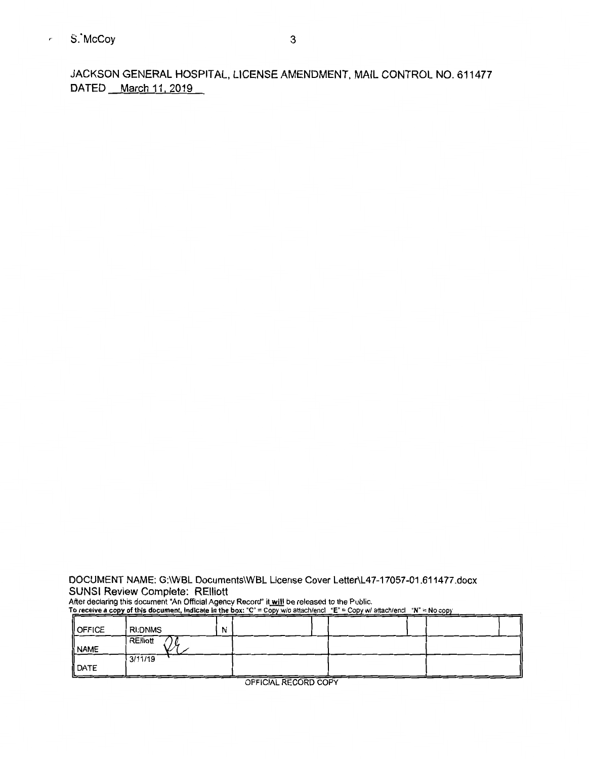JACKSON GENERAL HOSPITAL, LICENSE AMENDMENT, MAIL CONTROL NO. 611477
DATED March 11, 2019

DOCUMENT NAME: G:\WBL Documents\WBL License Cover Letter\L47-17057-01.611477.docx
SUNSI Review Complete: RElliott
After declaring this document "An Official Agency Record" it **will** be released to the Public.
**To receive a copy of this document, indicate in the box:** "C" = Copy w/o attach/encl "E" = Copy w/ attach/encl "N" = No copy

| | | | | | | | | |
|---|---|---|---|---|---|---|---|---|
| OFFICE | RI:DNMS | N | | | | | | |
| NAME | RElliott | | | | | | | |
| DATE | 3/11/19 | | | | | | | |

OFFICIAL RECORD COPY